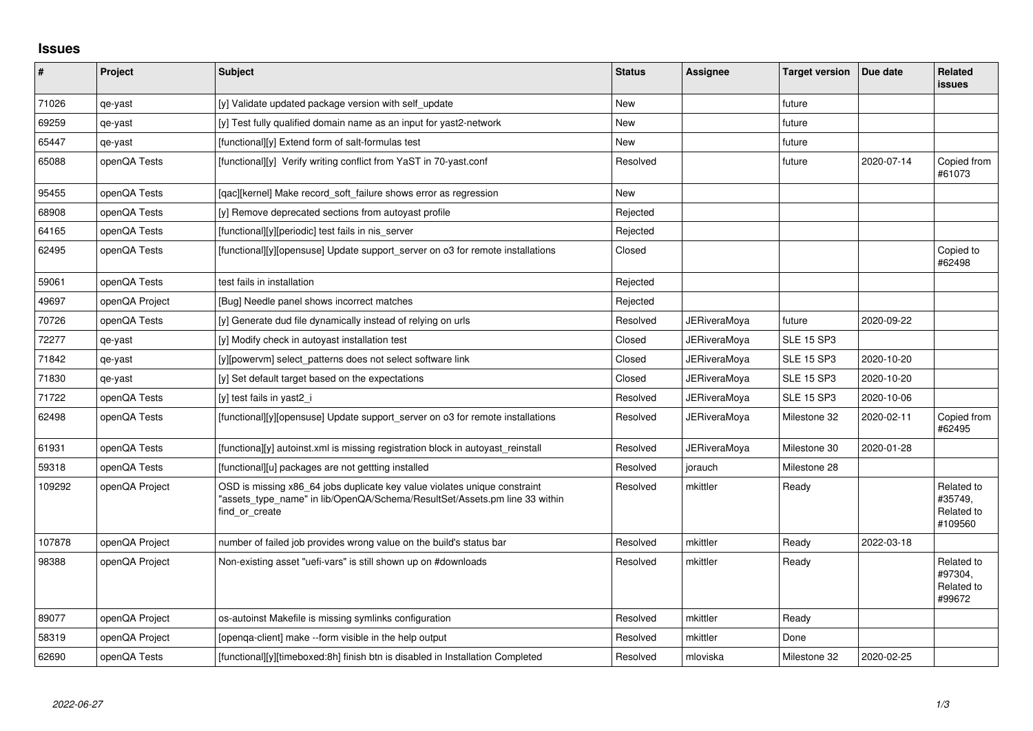# Issues

| # | Project | Subject | Status | Assignee | Target version | Due date | Related issues |
|---|---|---|---|---|---|---|---|
| 71026 | qe-yast | [y] Validate updated package version with self_update | New | | future | | |
| 69259 | qe-yast | [y] Test fully qualified domain name as an input for yast2-network | New | | future | | |
| 65447 | qe-yast | [functional][y] Extend form of salt-formulas test | New | | future | | |
| 65088 | openQA Tests | [functional][y] Verify writing conflict from YaST in 70-yast.conf | Resolved | | future | 2020-07-14 | Copied from #61073 |
| 95455 | openQA Tests | [qac][kernel] Make record_soft_failure shows error as regression | New | | | | |
| 68908 | openQA Tests | [y] Remove deprecated sections from autoyast profile | Rejected | | | | |
| 64165 | openQA Tests | [functional][y][periodic] test fails in nis_server | Rejected | | | | |
| 62495 | openQA Tests | [functional][y][opensuse] Update support_server on o3 for remote installations | Closed | | | | Copied to #62498 |
| 59061 | openQA Tests | test fails in installation | Rejected | | | | |
| 49697 | openQA Project | [Bug] Needle panel shows incorrect matches | Rejected | | | | |
| 70726 | openQA Tests | [y] Generate dud file dynamically instead of relying on urls | Resolved | JERiveraMoya | future | 2020-09-22 | |
| 72277 | qe-yast | [y] Modify check in autoyast installation test | Closed | JERiveraMoya | SLE 15 SP3 | | |
| 71842 | qe-yast | [y][powervm] select_patterns does not select software link | Closed | JERiveraMoya | SLE 15 SP3 | 2020-10-20 | |
| 71830 | qe-yast | [y] Set default target based on the expectations | Closed | JERiveraMoya | SLE 15 SP3 | 2020-10-20 | |
| 71722 | openQA Tests | [y] test fails in yast2_i | Resolved | JERiveraMoya | SLE 15 SP3 | 2020-10-06 | |
| 62498 | openQA Tests | [functional][y][opensuse] Update support_server on o3 for remote installations | Resolved | JERiveraMoya | Milestone 32 | 2020-02-11 | Copied from #62495 |
| 61931 | openQA Tests | [functiona][y] autoinst.xml is missing registration block in autoyast_reinstall | Resolved | JERiveraMoya | Milestone 30 | 2020-01-28 | |
| 59318 | openQA Tests | [functional][u] packages are not gettting installed | Resolved | jorauch | Milestone 28 | | |
| 109292 | openQA Project | OSD is missing x86_64 jobs duplicate key value violates unique constraint "assets_type_name" in lib/OpenQA/Schema/ResultSet/Assets.pm line 33 within find_or_create | Resolved | mkittler | Ready | | Related to #35749, Related to #109560 |
| 107878 | openQA Project | number of failed job provides wrong value on the build's status bar | Resolved | mkittler | Ready | 2022-03-18 | |
| 98388 | openQA Project | Non-existing asset "uefi-vars" is still shown up on #downloads | Resolved | mkittler | Ready | | Related to #97304, Related to #99672 |
| 89077 | openQA Project | os-autoinst Makefile is missing symlinks configuration | Resolved | mkittler | Ready | | |
| 58319 | openQA Project | [openqa-client] make --form visible in the help output | Resolved | mkittler | Done | | |
| 62690 | openQA Tests | [functional][y][timeboxed:8h] finish btn is disabled in Installation Completed | Resolved | mloviska | Milestone 32 | 2020-02-25 | |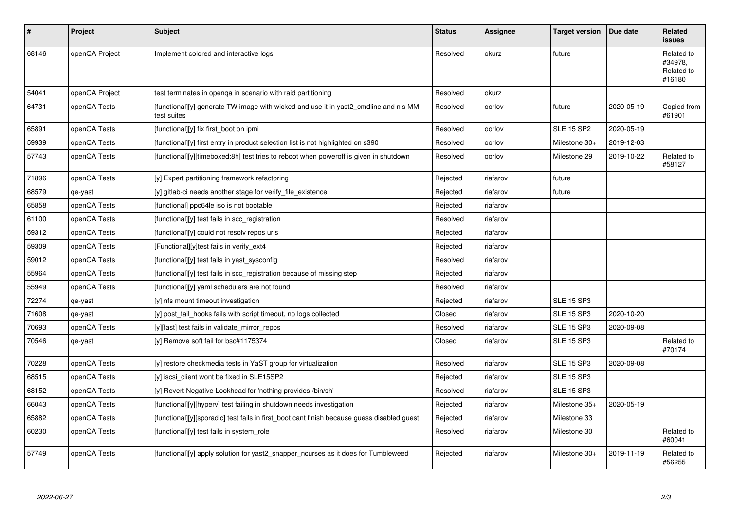| # | Project | Subject | Status | Assignee | Target version | Due date | Related issues |
|---|---|---|---|---|---|---|---|
| 68146 | openQA Project | Implement colored and interactive logs | Resolved | okurz | future | | Related to #34978, Related to #16180 |
| 54041 | openQA Project | test terminates in openqa in scenario with raid partitioning | Resolved | okurz | | | |
| 64731 | openQA Tests | [functional][y] generate TW image with wicked and use it in yast2_cmdline and nis MM test suites | Resolved | oorlov | future | 2020-05-19 | Copied from #61901 |
| 65891 | openQA Tests | [functional][y] fix first_boot on ipmi | Resolved | oorlov | SLE 15 SP2 | 2020-05-19 | |
| 59939 | openQA Tests | [functional][y] first entry in product selection list is not highlighted on s390 | Resolved | oorlov | Milestone 30+ | 2019-12-03 | |
| 57743 | openQA Tests | [functional][y][timeboxed:8h] test tries to reboot when poweroff is given in shutdown | Resolved | oorlov | Milestone 29 | 2019-10-22 | Related to #58127 |
| 71896 | openQA Tests | [y] Expert partitioning framework refactoring | Rejected | riafarov | future | | |
| 68579 | qe-yast | [y] gitlab-ci needs another stage for verify_file_existence | Rejected | riafarov | future | | |
| 65858 | openQA Tests | [functional] ppc64le iso is not bootable | Rejected | riafarov | | | |
| 61100 | openQA Tests | [functional][y] test fails in scc_registration | Resolved | riafarov | | | |
| 59312 | openQA Tests | [functional][y] could not resolv repos urls | Rejected | riafarov | | | |
| 59309 | openQA Tests | [Functional][y]test fails in verify_ext4 | Rejected | riafarov | | | |
| 59012 | openQA Tests | [functional][y] test fails in yast_sysconfig | Resolved | riafarov | | | |
| 55964 | openQA Tests | [functional][y] test fails in scc_registration because of missing step | Rejected | riafarov | | | |
| 55949 | openQA Tests | [functional][y] yaml schedulers are not found | Resolved | riafarov | | | |
| 72274 | qe-yast | [y] nfs mount timeout investigation | Rejected | riafarov | SLE 15 SP3 | | |
| 71608 | qe-yast | [y] post_fail_hooks fails with script timeout, no logs collected | Closed | riafarov | SLE 15 SP3 | 2020-10-20 | |
| 70693 | openQA Tests | [y][fast] test fails in validate_mirror_repos | Resolved | riafarov | SLE 15 SP3 | 2020-09-08 | |
| 70546 | qe-yast | [y] Remove soft fail for bsc#1175374 | Closed | riafarov | SLE 15 SP3 | | Related to #70174 |
| 70228 | openQA Tests | [y] restore checkmedia tests in YaST group for virtualization | Resolved | riafarov | SLE 15 SP3 | 2020-09-08 | |
| 68515 | openQA Tests | [y] iscsi_client wont be fixed in SLE15SP2 | Rejected | riafarov | SLE 15 SP3 | | |
| 68152 | openQA Tests | [y] Revert Negative Lookhead for 'nothing provides /bin/sh' | Resolved | riafarov | SLE 15 SP3 | | |
| 66043 | openQA Tests | [functional][y][hyperv] test failing in shutdown needs investigation | Rejected | riafarov | Milestone 35+ | 2020-05-19 | |
| 65882 | openQA Tests | [functional][y][sporadic] test fails in first_boot cant finish because guess disabled guest | Rejected | riafarov | Milestone 33 | | |
| 60230 | openQA Tests | [functional][y] test fails in system_role | Resolved | riafarov | Milestone 30 | | Related to #60041 |
| 57749 | openQA Tests | [functional][y] apply solution for yast2_snapper_ncurses as it does for Tumbleweed | Rejected | riafarov | Milestone 30+ | 2019-11-19 | Related to #56255 |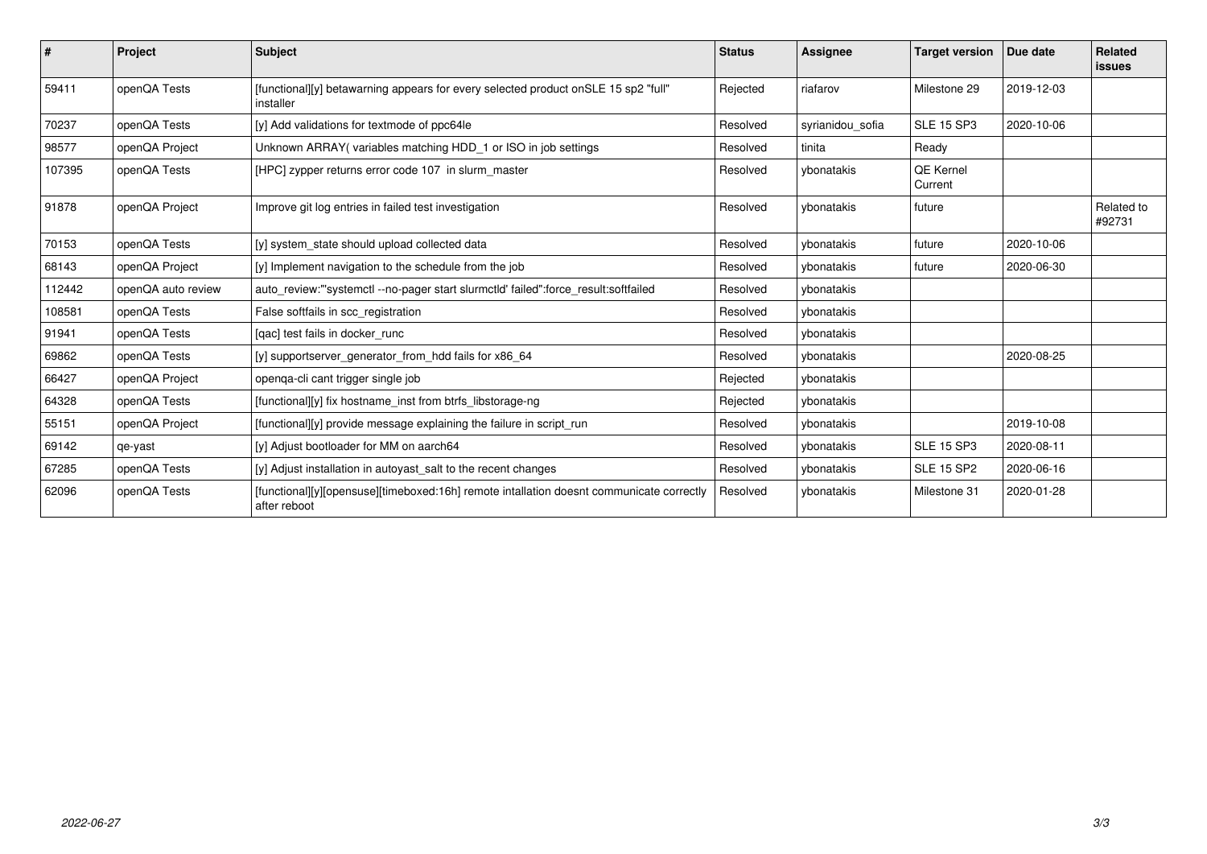| # | Project | Subject | Status | Assignee | Target version | Due date | Related issues |
|---|---|---|---|---|---|---|---|
| 59411 | openQA Tests | [functional][y] betawarning appears for every selected product onSLE 15 sp2 "full" installer | Rejected | riafarov | Milestone 29 | 2019-12-03 | |
| 70237 | openQA Tests | [y] Add validations for textmode of ppc64le | Resolved | syrianidou_sofia | SLE 15 SP3 | 2020-10-06 | |
| 98577 | openQA Project | Unknown ARRAY( variables matching HDD_1 or ISO in job settings | Resolved | tinita | Ready | | |
| 107395 | openQA Tests | [HPC] zypper returns error code 107 in slurm_master | Resolved | ybonatakis | QE Kernel Current | | |
| 91878 | openQA Project | Improve git log entries in failed test investigation | Resolved | ybonatakis | future | | Related to #92731 |
| 70153 | openQA Tests | [y] system_state should upload collected data | Resolved | ybonatakis | future | 2020-10-06 | |
| 68143 | openQA Project | [y] Implement navigation to the schedule from the job | Resolved | ybonatakis | future | 2020-06-30 | |
| 112442 | openQA auto review | auto_review:"'systemctl --no-pager start slurmctld' failed":force_result:softfailed | Resolved | ybonatakis | | | |
| 108581 | openQA Tests | False softfails in scc_registration | Resolved | ybonatakis | | | |
| 91941 | openQA Tests | [qac] test fails in docker_runc | Resolved | ybonatakis | | | |
| 69862 | openQA Tests | [y] supportserver_generator_from_hdd fails for x86_64 | Resolved | ybonatakis | | 2020-08-25 | |
| 66427 | openQA Project | openqa-cli cant trigger single job | Rejected | ybonatakis | | | |
| 64328 | openQA Tests | [functional][y] fix hostname_inst from btrfs_libstorage-ng | Rejected | ybonatakis | | | |
| 55151 | openQA Project | [functional][y] provide message explaining the failure in script_run | Resolved | ybonatakis | | 2019-10-08 | |
| 69142 | qe-yast | [y] Adjust bootloader for MM on aarch64 | Resolved | ybonatakis | SLE 15 SP3 | 2020-08-11 | |
| 67285 | openQA Tests | [y] Adjust installation in autoyast_salt to the recent changes | Resolved | ybonatakis | SLE 15 SP2 | 2020-06-16 | |
| 62096 | openQA Tests | [functional][y][opensuse][timeboxed:16h] remote intallation doesnt communicate correctly after reboot | Resolved | ybonatakis | Milestone 31 | 2020-01-28 | |